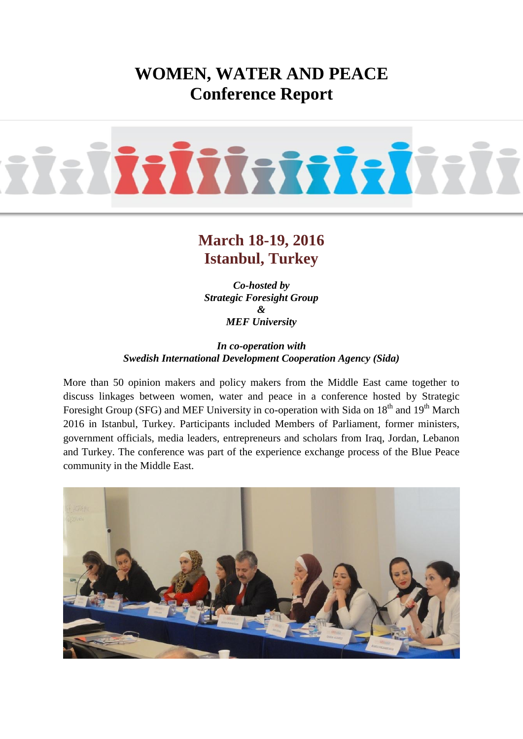# WOMEN, WATER AND PEACE
# Conference Report

## March 18-19, 2016
## Istanbul, Turkey

***Co-hosted by***
***Strategic Foresight Group***
***&***
***MEF University***

***In co-operation with***
***Swedish International Development Cooperation Agency (Sida)***

More than 50 opinion makers and policy makers from the Middle East came together to discuss linkages between women, water and peace in a conference hosted by Strategic Foresight Group (SFG) and MEF University in co-operation with Sida on 18th and 19th March 2016 in Istanbul, Turkey. Participants included Members of Parliament, former ministers, government officials, media leaders, entrepreneurs and scholars from Iraq, Jordan, Lebanon and Turkey. The conference was part of the experience exchange process of the Blue Peace community in the Middle East.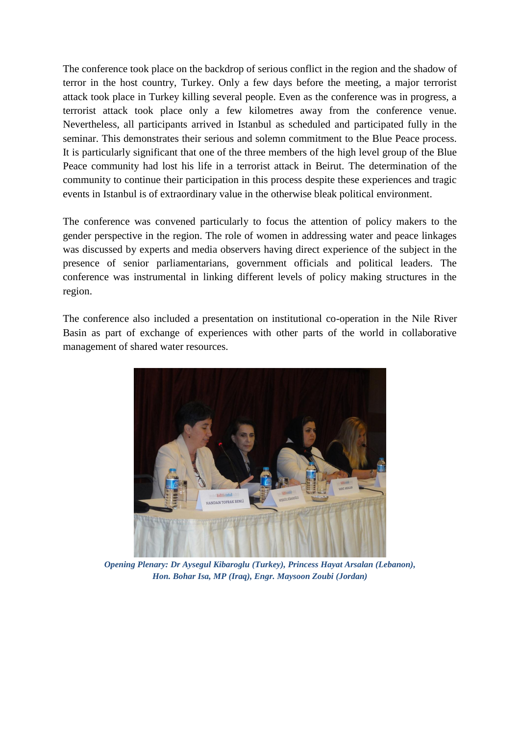The conference took place on the backdrop of serious conflict in the region and the shadow of terror in the host country, Turkey. Only a few days before the meeting, a major terrorist attack took place in Turkey killing several people. Even as the conference was in progress, a terrorist attack took place only a few kilometres away from the conference venue. Nevertheless, all participants arrived in Istanbul as scheduled and participated fully in the seminar. This demonstrates their serious and solemn commitment to the Blue Peace process. It is particularly significant that one of the three members of the high level group of the Blue Peace community had lost his life in a terrorist attack in Beirut. The determination of the community to continue their participation in this process despite these experiences and tragic events in Istanbul is of extraordinary value in the otherwise bleak political environment.

The conference was convened particularly to focus the attention of policy makers to the gender perspective in the region. The role of women in addressing water and peace linkages was discussed by experts and media observers having direct experience of the subject in the presence of senior parliamentarians, government officials and political leaders. The conference was instrumental in linking different levels of policy making structures in the region.

The conference also included a presentation on institutional co-operation in the Nile River Basin as part of exchange of experiences with other parts of the world in collaborative management of shared water resources.

*Opening Plenary: Dr Aysegul Kibaroglu (Turkey), Princess Hayat Arsalan (Lebanon), Hon. Bohar Isa, MP (Iraq), Engr. Maysoon Zoubi (Jordan)*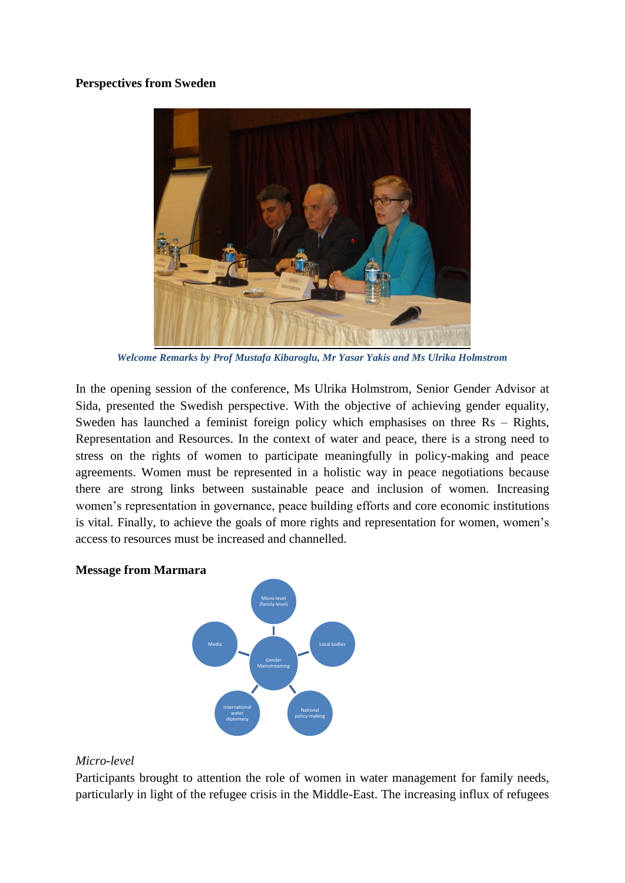**Perspectives from Sweden**

*Welcome Remarks by Prof Mustafa Kibaroglu, Mr Yasar Yakis and Ms Ulrika Holmstrom*

In the opening session of the conference, Ms Ulrika Holmstrom, Senior Gender Advisor at Sida, presented the Swedish perspective. With the objective of achieving gender equality, Sweden has launched a feminist foreign policy which emphasises on three Rs – Rights, Representation and Resources. In the context of water and peace, there is a strong need to stress on the rights of women to participate meaningfully in policy-making and peace agreements. Women must be represented in a holistic way in peace negotiations because there are strong links between sustainable peace and inclusion of women. Increasing women's representation in governance, peace building efforts and core economic institutions is vital. Finally, to achieve the goals of more rights and representation for women, women's access to resources must be increased and channelled.

**Message from Marmara**

*Micro-level*

Participants brought to attention the role of women in water management for family needs, particularly in light of the refugee crisis in the Middle-East. The increasing influx of refugees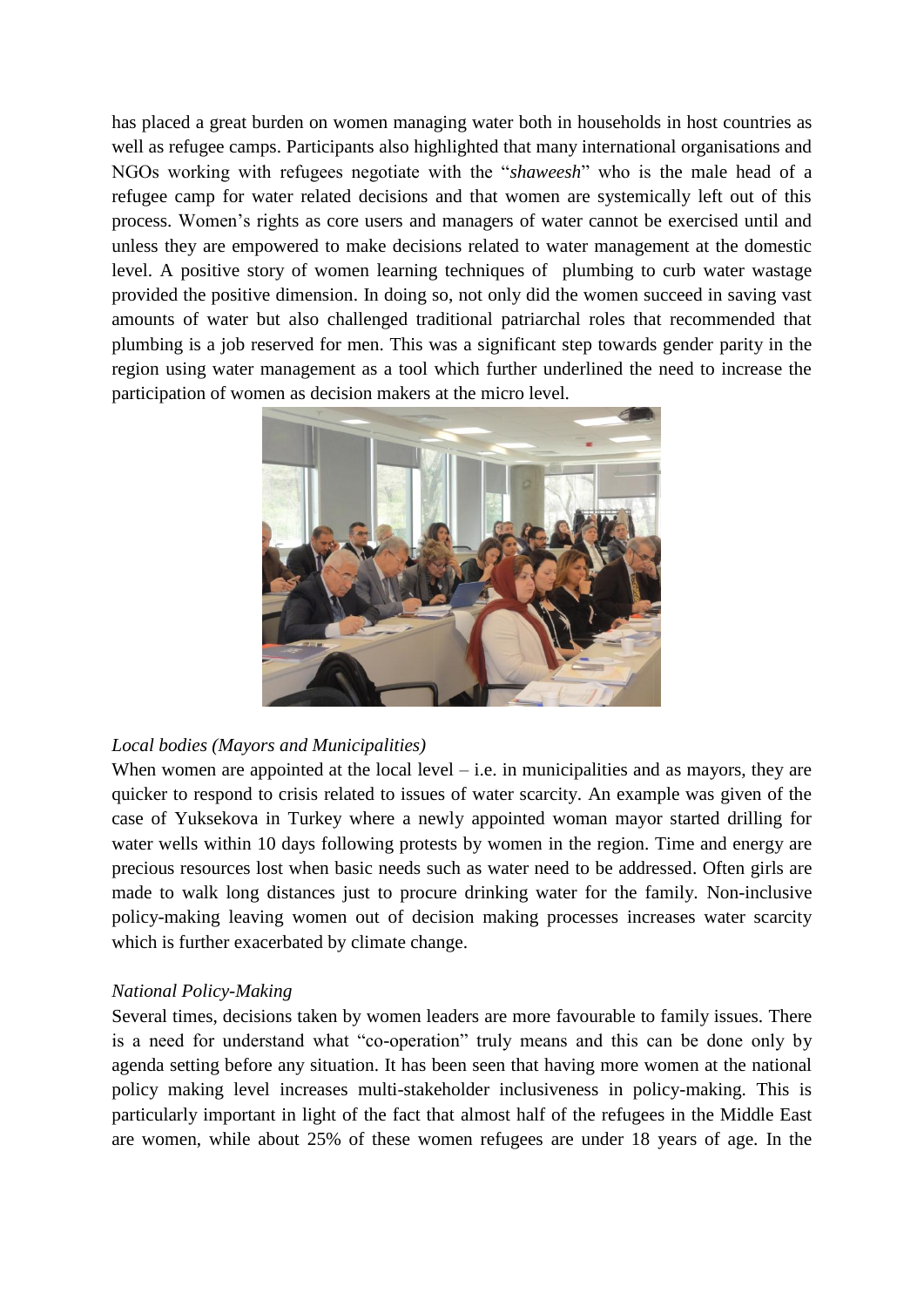has placed a great burden on women managing water both in households in host countries as well as refugee camps. Participants also highlighted that many international organisations and NGOs working with refugees negotiate with the "*shaweesh*" who is the male head of a refugee camp for water related decisions and that women are systemically left out of this process. Women's rights as core users and managers of water cannot be exercised until and unless they are empowered to make decisions related to water management at the domestic level. A positive story of women learning techniques of plumbing to curb water wastage provided the positive dimension. In doing so, not only did the women succeed in saving vast amounts of water but also challenged traditional patriarchal roles that recommended that plumbing is a job reserved for men. This was a significant step towards gender parity in the region using water management as a tool which further underlined the need to increase the participation of women as decision makers at the micro level.

*Local bodies (Mayors and Municipalities)*

When women are appointed at the local level – i.e. in municipalities and as mayors, they are quicker to respond to crisis related to issues of water scarcity. An example was given of the case of Yuksekova in Turkey where a newly appointed woman mayor started drilling for water wells within 10 days following protests by women in the region. Time and energy are precious resources lost when basic needs such as water need to be addressed. Often girls are made to walk long distances just to procure drinking water for the family. Non-inclusive policy-making leaving women out of decision making processes increases water scarcity which is further exacerbated by climate change.

*National Policy-Making*

Several times, decisions taken by women leaders are more favourable to family issues. There is a need for understand what "co-operation" truly means and this can be done only by agenda setting before any situation. It has been seen that having more women at the national policy making level increases multi-stakeholder inclusiveness in policy-making. This is particularly important in light of the fact that almost half of the refugees in the Middle East are women, while about 25% of these women refugees are under 18 years of age. In the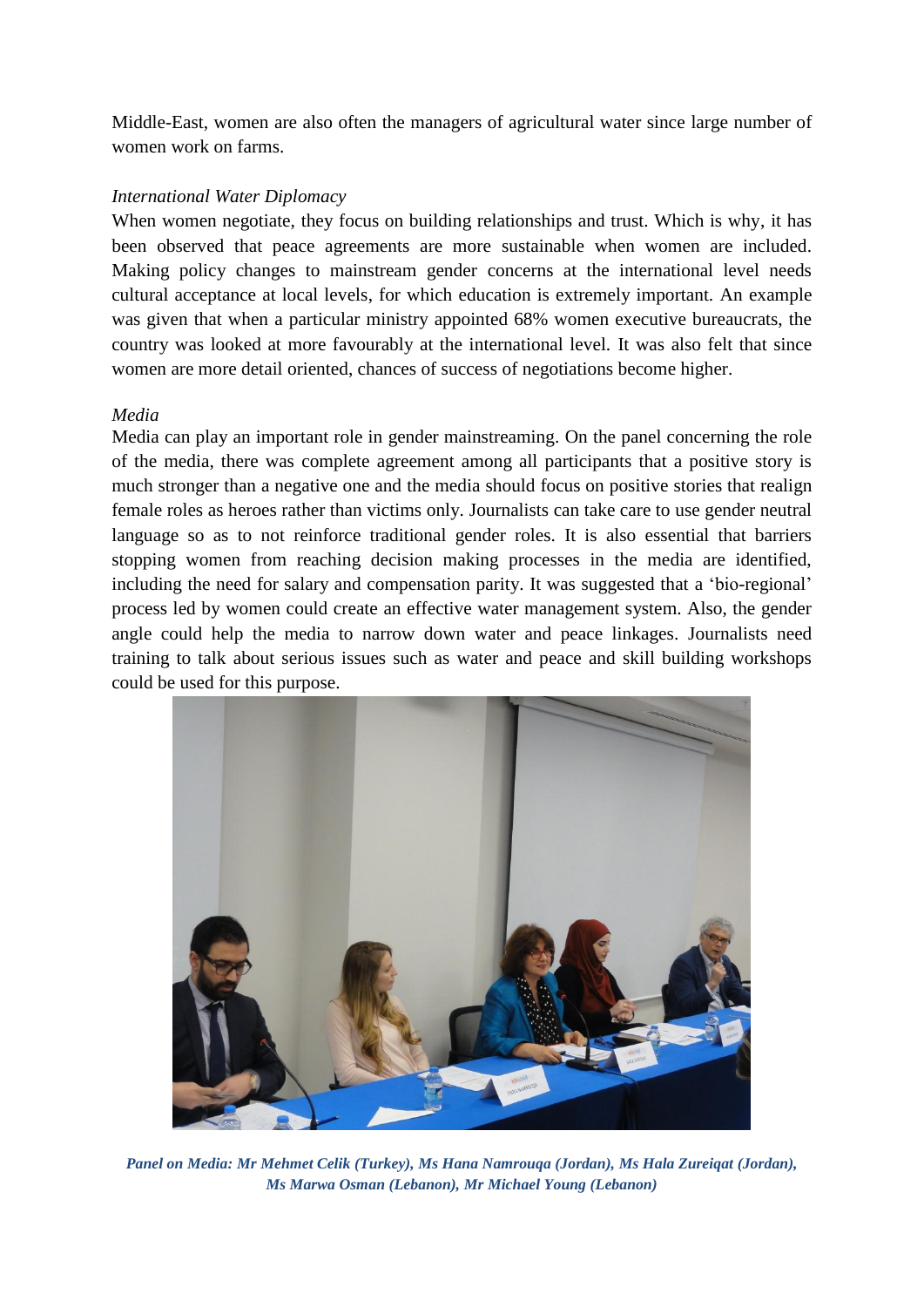Middle-East, women are also often the managers of agricultural water since large number of women work on farms.

*International Water Diplomacy*

When women negotiate, they focus on building relationships and trust. Which is why, it has been observed that peace agreements are more sustainable when women are included. Making policy changes to mainstream gender concerns at the international level needs cultural acceptance at local levels, for which education is extremely important. An example was given that when a particular ministry appointed 68% women executive bureaucrats, the country was looked at more favourably at the international level. It was also felt that since women are more detail oriented, chances of success of negotiations become higher.

*Media*

Media can play an important role in gender mainstreaming. On the panel concerning the role of the media, there was complete agreement among all participants that a positive story is much stronger than a negative one and the media should focus on positive stories that realign female roles as heroes rather than victims only. Journalists can take care to use gender neutral language so as to not reinforce traditional gender roles. It is also essential that barriers stopping women from reaching decision making processes in the media are identified, including the need for salary and compensation parity. It was suggested that a 'bio-regional' process led by women could create an effective water management system. Also, the gender angle could help the media to narrow down water and peace linkages. Journalists need training to talk about serious issues such as water and peace and skill building workshops could be used for this purpose.

***Panel on Media: Mr Mehmet Celik (Turkey), Ms Hana Namrouqa (Jordan), Ms Hala Zureiqat (Jordan), Ms Marwa Osman (Lebanon), Mr Michael Young (Lebanon)***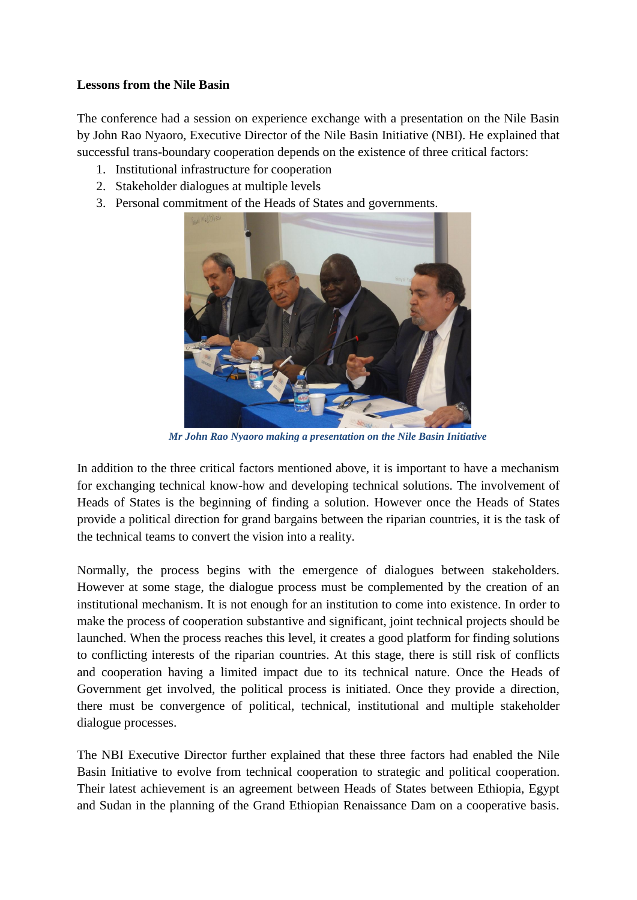**Lessons from the Nile Basin**

The conference had a session on experience exchange with a presentation on the Nile Basin by John Rao Nyaoro, Executive Director of the Nile Basin Initiative (NBI). He explained that successful trans-boundary cooperation depends on the existence of three critical factors:

1. Institutional infrastructure for cooperation
2. Stakeholder dialogues at multiple levels
3. Personal commitment of the Heads of States and governments.

***Mr John Rao Nyaoro making a presentation on the Nile Basin Initiative***

In addition to the three critical factors mentioned above, it is important to have a mechanism for exchanging technical know-how and developing technical solutions. The involvement of Heads of States is the beginning of finding a solution. However once the Heads of States provide a political direction for grand bargains between the riparian countries, it is the task of the technical teams to convert the vision into a reality.

Normally, the process begins with the emergence of dialogues between stakeholders. However at some stage, the dialogue process must be complemented by the creation of an institutional mechanism. It is not enough for an institution to come into existence. In order to make the process of cooperation substantive and significant, joint technical projects should be launched. When the process reaches this level, it creates a good platform for finding solutions to conflicting interests of the riparian countries. At this stage, there is still risk of conflicts and cooperation having a limited impact due to its technical nature. Once the Heads of Government get involved, the political process is initiated. Once they provide a direction, there must be convergence of political, technical, institutional and multiple stakeholder dialogue processes.

The NBI Executive Director further explained that these three factors had enabled the Nile Basin Initiative to evolve from technical cooperation to strategic and political cooperation. Their latest achievement is an agreement between Heads of States between Ethiopia, Egypt and Sudan in the planning of the Grand Ethiopian Renaissance Dam on a cooperative basis.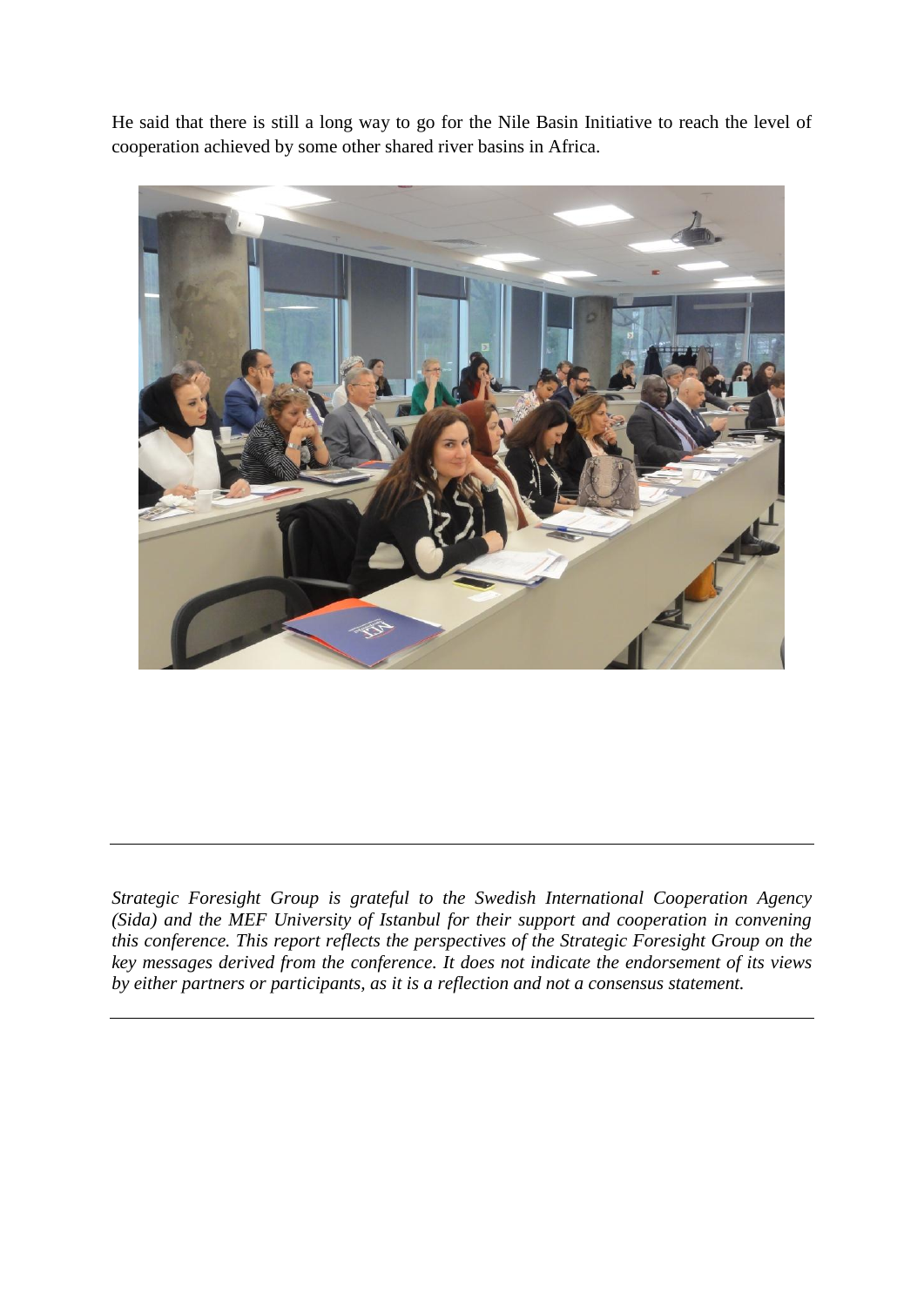He said that there is still a long way to go for the Nile Basin Initiative to reach the level of cooperation achieved by some other shared river basins in Africa.

---

*Strategic Foresight Group is grateful to the Swedish International Cooperation Agency (Sida) and the MEF University of Istanbul for their support and cooperation in convening this conference. This report reflects the perspectives of the Strategic Foresight Group on the key messages derived from the conference. It does not indicate the endorsement of its views by either partners or participants, as it is a reflection and not a consensus statement.*

---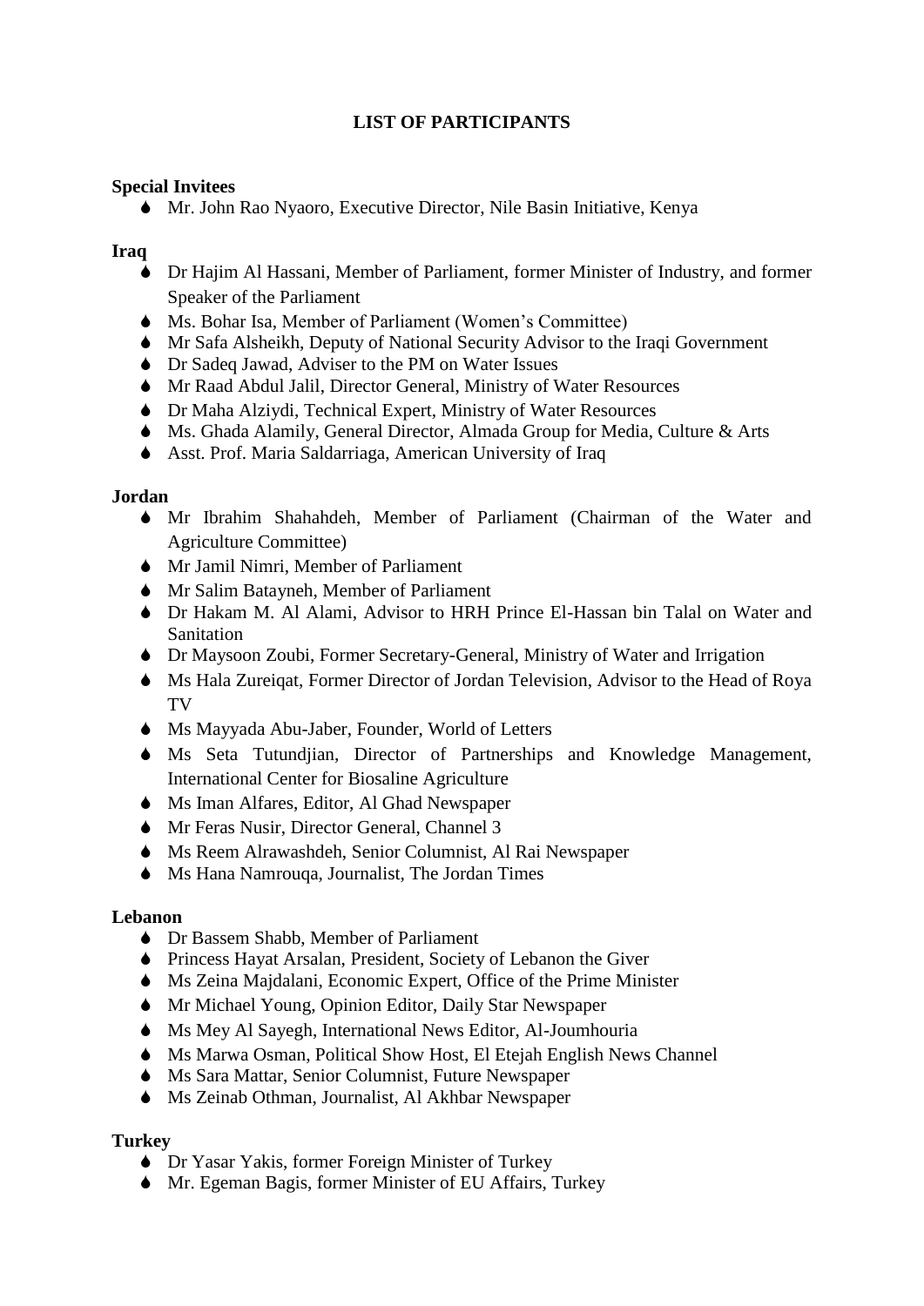# LIST OF PARTICIPANTS

**Special Invitees**

- Mr. John Rao Nyaoro, Executive Director, Nile Basin Initiative, Kenya

**Iraq**

- Dr Hajim Al Hassani, Member of Parliament, former Minister of Industry, and former Speaker of the Parliament
- Ms. Bohar Isa, Member of Parliament (Women's Committee)
- Mr Safa Alsheikh, Deputy of National Security Advisor to the Iraqi Government
- Dr Sadeq Jawad, Adviser to the PM on Water Issues
- Mr Raad Abdul Jalil, Director General, Ministry of Water Resources
- Dr Maha Alziydi, Technical Expert, Ministry of Water Resources
- Ms. Ghada Alamily, General Director, Almada Group for Media, Culture & Arts
- Asst. Prof. Maria Saldarriaga, American University of Iraq

**Jordan**

- Mr Ibrahim Shahahdeh, Member of Parliament (Chairman of the Water and Agriculture Committee)
- Mr Jamil Nimri, Member of Parliament
- Mr Salim Batayneh, Member of Parliament
- Dr Hakam M. Al Alami, Advisor to HRH Prince El-Hassan bin Talal on Water and Sanitation
- Dr Maysoon Zoubi, Former Secretary-General, Ministry of Water and Irrigation
- Ms Hala Zureiqat, Former Director of Jordan Television, Advisor to the Head of Roya TV
- Ms Mayyada Abu-Jaber, Founder, World of Letters
- Ms Seta Tutundjian, Director of Partnerships and Knowledge Management, International Center for Biosaline Agriculture
- Ms Iman Alfares, Editor, Al Ghad Newspaper
- Mr Feras Nusir, Director General, Channel 3
- Ms Reem Alrawashdeh, Senior Columnist, Al Rai Newspaper
- Ms Hana Namrouqa, Journalist, The Jordan Times

**Lebanon**

- Dr Bassem Shabb, Member of Parliament
- Princess Hayat Arsalan, President, Society of Lebanon the Giver
- Ms Zeina Majdalani, Economic Expert, Office of the Prime Minister
- Mr Michael Young, Opinion Editor, Daily Star Newspaper
- Ms Mey Al Sayegh, International News Editor, Al-Joumhouria
- Ms Marwa Osman, Political Show Host, El Etejah English News Channel
- Ms Sara Mattar, Senior Columnist, Future Newspaper
- Ms Zeinab Othman, Journalist, Al Akhbar Newspaper

**Turkey**

- Dr Yasar Yakis, former Foreign Minister of Turkey
- Mr. Egeman Bagis, former Minister of EU Affairs, Turkey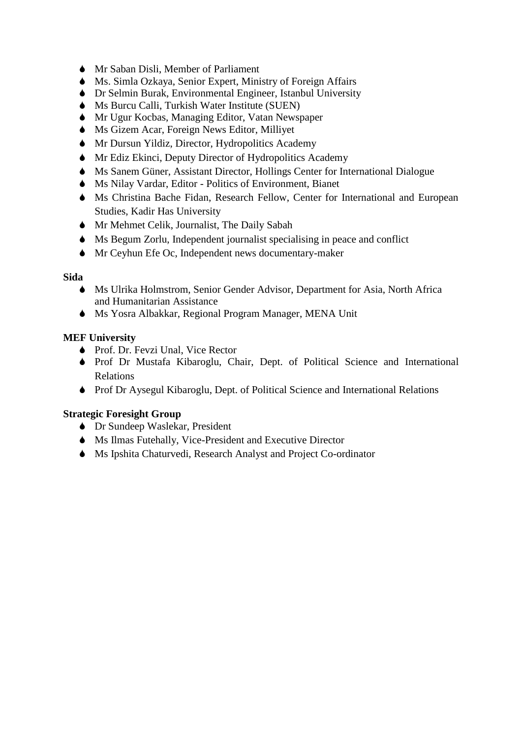- Mr Saban Disli, Member of Parliament
- Ms. Simla Ozkaya, Senior Expert, Ministry of Foreign Affairs
- Dr Selmin Burak, Environmental Engineer, Istanbul University
- Ms Burcu Calli, Turkish Water Institute (SUEN)
- Mr Ugur Kocbas, Managing Editor, Vatan Newspaper
- Ms Gizem Acar, Foreign News Editor, Milliyet
- Mr Dursun Yildiz, Director, Hydropolitics Academy
- Mr Ediz Ekinci, Deputy Director of Hydropolitics Academy
- Ms Sanem Güner, Assistant Director, Hollings Center for International Dialogue
- Ms Nilay Vardar, Editor - Politics of Environment, Bianet
- Ms Christina Bache Fidan, Research Fellow, Center for International and European Studies, Kadir Has University
- Mr Mehmet Celik, Journalist, The Daily Sabah
- Ms Begum Zorlu, Independent journalist specialising in peace and conflict
- Mr Ceyhun Efe Oc, Independent news documentary-maker

**Sida**

- Ms Ulrika Holmstrom, Senior Gender Advisor, Department for Asia, North Africa and Humanitarian Assistance
- Ms Yosra Albakkar, Regional Program Manager, MENA Unit

**MEF University**

- Prof. Dr. Fevzi Unal, Vice Rector
- Prof Dr Mustafa Kibaroglu, Chair, Dept. of Political Science and International Relations
- Prof Dr Aysegul Kibaroglu, Dept. of Political Science and International Relations

**Strategic Foresight Group**

- Dr Sundeep Waslekar, President
- Ms Ilmas Futehally, Vice-President and Executive Director
- Ms Ipshita Chaturvedi, Research Analyst and Project Co-ordinator